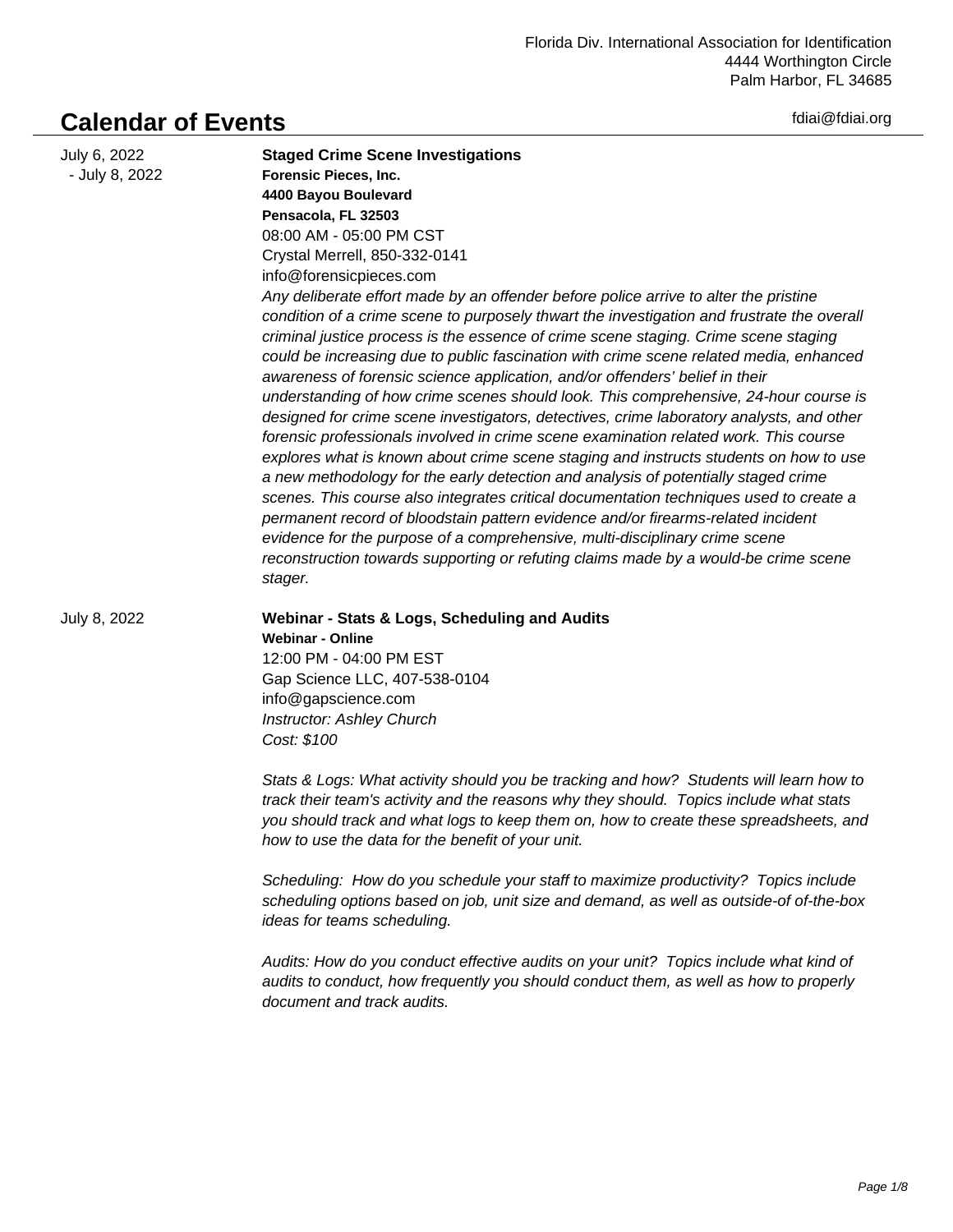Florida Div. International Association for Identification
4444 Worthington Circle
Palm Harbor, FL 34685

# Calendar of Events

fdiai@fdiai.org

July 6, 2022 - July 8, 2022

**Staged Crime Scene Investigations**
**Forensic Pieces, Inc.**
**4400 Bayou Boulevard**
**Pensacola, FL 32503**
08:00 AM - 05:00 PM CST
Crystal Merrell, 850-332-0141
info@forensicpieces.com

*Any deliberate effort made by an offender before police arrive to alter the pristine condition of a crime scene to purposely thwart the investigation and frustrate the overall criminal justice process is the essence of crime scene staging. Crime scene staging could be increasing due to public fascination with crime scene related media, enhanced awareness of forensic science application, and/or offenders' belief in their understanding of how crime scenes should look. This comprehensive, 24-hour course is designed for crime scene investigators, detectives, crime laboratory analysts, and other forensic professionals involved in crime scene examination related work. This course explores what is known about crime scene staging and instructs students on how to use a new methodology for the early detection and analysis of potentially staged crime scenes. This course also integrates critical documentation techniques used to create a permanent record of bloodstain pattern evidence and/or firearms-related incident evidence for the purpose of a comprehensive, multi-disciplinary crime scene reconstruction towards supporting or refuting claims made by a would-be crime scene stager.*

July 8, 2022

**Webinar - Stats & Logs, Scheduling and Audits**
**Webinar - Online**
12:00 PM - 04:00 PM EST
Gap Science LLC, 407-538-0104
info@gapscience.com
*Instructor: Ashley Church*
*Cost: $100*

*Stats & Logs: What activity should you be tracking and how? Students will learn how to track their team's activity and the reasons why they should. Topics include what stats you should track and what logs to keep them on, how to create these spreadsheets, and how to use the data for the benefit of your unit.*

*Scheduling: How do you schedule your staff to maximize productivity? Topics include scheduling options based on job, unit size and demand, as well as outside-of of-the-box ideas for teams scheduling.*

*Audits: How do you conduct effective audits on your unit? Topics include what kind of audits to conduct, how frequently you should conduct them, as well as how to properly document and track audits.*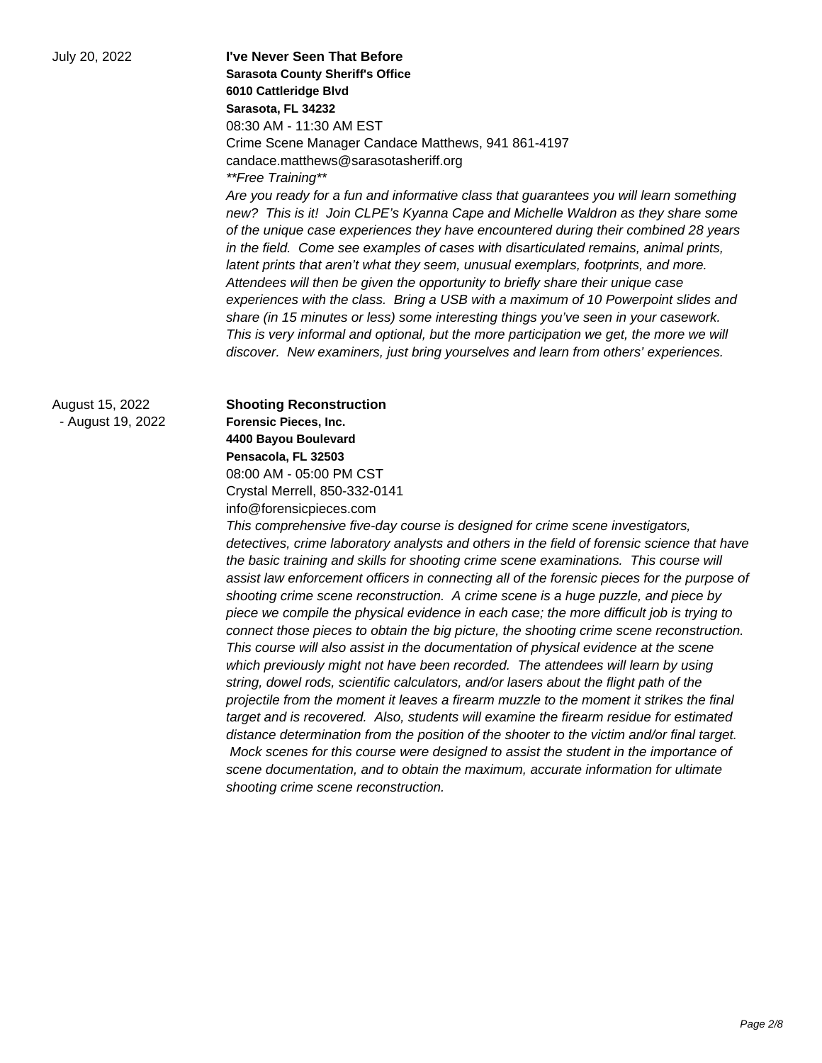July 20, 2022

**I've Never Seen That Before**
**Sarasota County Sheriff's Office**
**6010 Cattleridge Blvd**
**Sarasota, FL 34232**
08:30 AM - 11:30 AM EST
Crime Scene Manager Candace Matthews, 941 861-4197
candace.matthews@sarasotasheriff.org
*\*\*Free Training\*\**
*Are you ready for a fun and informative class that guarantees you will learn something new? This is it! Join CLPE's Kyanna Cape and Michelle Waldron as they share some of the unique case experiences they have encountered during their combined 28 years in the field. Come see examples of cases with disarticulated remains, animal prints, latent prints that aren't what they seem, unusual exemplars, footprints, and more. Attendees will then be given the opportunity to briefly share their unique case experiences with the class. Bring a USB with a maximum of 10 Powerpoint slides and share (in 15 minutes or less) some interesting things you've seen in your casework. This is very informal and optional, but the more participation we get, the more we will discover. New examiners, just bring yourselves and learn from others' experiences.*

August 15, 2022 - August 19, 2022

**Shooting Reconstruction**
**Forensic Pieces, Inc.**
**4400 Bayou Boulevard**
**Pensacola, FL 32503**
08:00 AM - 05:00 PM CST
Crystal Merrell, 850-332-0141
info@forensicpieces.com
*This comprehensive five-day course is designed for crime scene investigators, detectives, crime laboratory analysts and others in the field of forensic science that have the basic training and skills for shooting crime scene examinations. This course will assist law enforcement officers in connecting all of the forensic pieces for the purpose of shooting crime scene reconstruction. A crime scene is a huge puzzle, and piece by piece we compile the physical evidence in each case; the more difficult job is trying to connect those pieces to obtain the big picture, the shooting crime scene reconstruction. This course will also assist in the documentation of physical evidence at the scene which previously might not have been recorded. The attendees will learn by using string, dowel rods, scientific calculators, and/or lasers about the flight path of the projectile from the moment it leaves a firearm muzzle to the moment it strikes the final target and is recovered. Also, students will examine the firearm residue for estimated distance determination from the position of the shooter to the victim and/or final target. Mock scenes for this course were designed to assist the student in the importance of scene documentation, and to obtain the maximum, accurate information for ultimate shooting crime scene reconstruction.*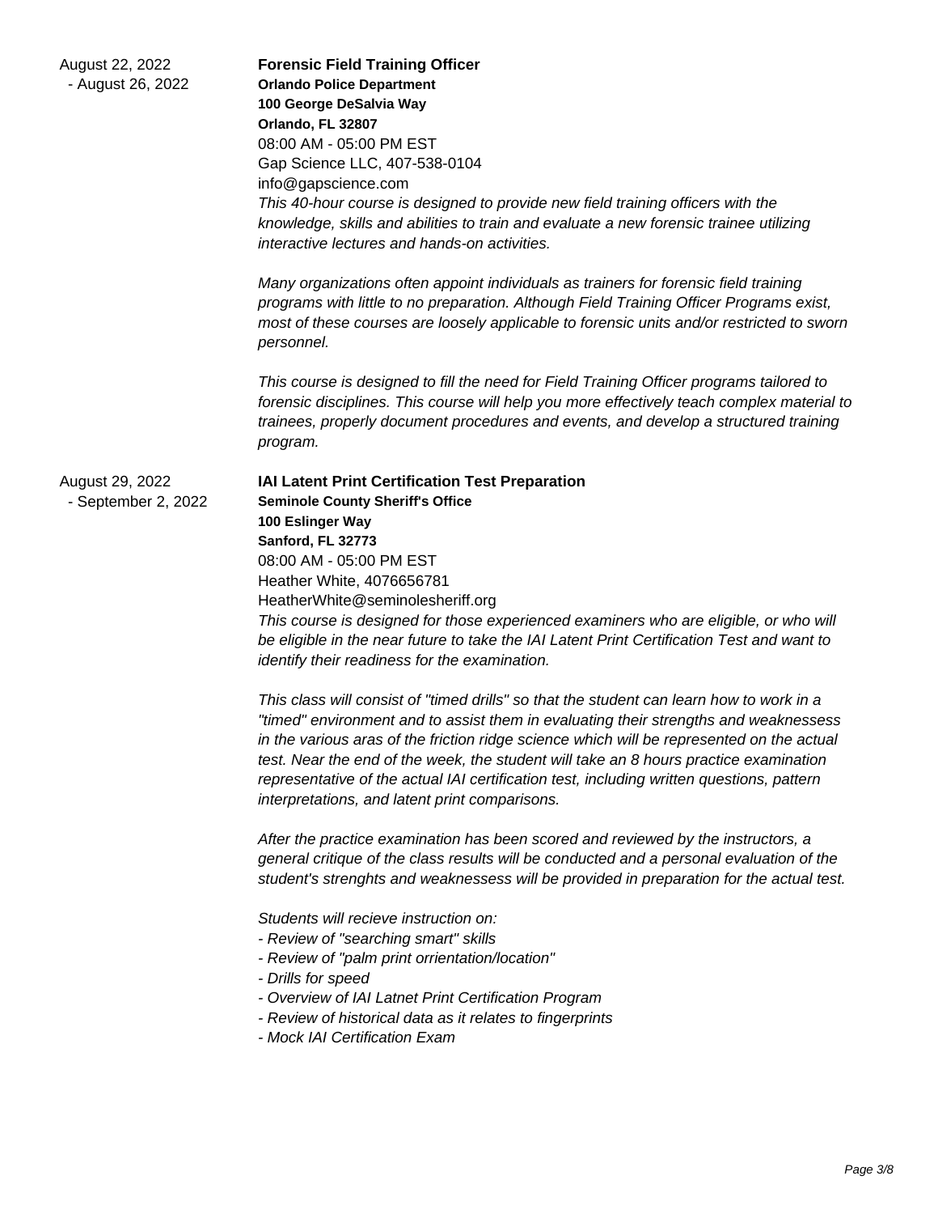August 22, 2022 - August 26, 2022

**Forensic Field Training Officer**
**Orlando Police Department**
**100 George DeSalvia Way**
**Orlando, FL 32807**
08:00 AM - 05:00 PM EST
Gap Science LLC, 407-538-0104
info@gapscience.com

*This 40-hour course is designed to provide new field training officers with the knowledge, skills and abilities to train and evaluate a new forensic trainee utilizing interactive lectures and hands-on activities.*

*Many organizations often appoint individuals as trainers for forensic field training programs with little to no preparation. Although Field Training Officer Programs exist, most of these courses are loosely applicable to forensic units and/or restricted to sworn personnel.*

*This course is designed to fill the need for Field Training Officer programs tailored to forensic disciplines. This course will help you more effectively teach complex material to trainees, properly document procedures and events, and develop a structured training program.*

August 29, 2022 - September 2, 2022

**IAI Latent Print Certification Test Preparation**
**Seminole County Sheriff's Office**
**100 Eslinger Way**
**Sanford, FL 32773**
08:00 AM - 05:00 PM EST
Heather White, 4076656781
HeatherWhite@seminolesheriff.org

*This course is designed for those experienced examiners who are eligible, or who will be eligible in the near future to take the IAI Latent Print Certification Test and want to identify their readiness for the examination.*

*This class will consist of "timed drills" so that the student can learn how to work in a "timed" environment and to assist them in evaluating their strengths and weaknessess in the various aras of the friction ridge science which will be represented on the actual test. Near the end of the week, the student will take an 8 hours practice examination representative of the actual IAI certification test, including written questions, pattern interpretations, and latent print comparisons.*

*After the practice examination has been scored and reviewed by the instructors, a general critique of the class results will be conducted and a personal evaluation of the student's strenghts and weaknessess will be provided in preparation for the actual test.*

*Students will recieve instruction on:*
- *Review of "searching smart" skills*
- *Review of "palm print orrientation/location"*
- *Drills for speed*
- *Overview of IAI Latnet Print Certification Program*
- *Review of historical data as it relates to fingerprints*
- *Mock IAI Certification Exam*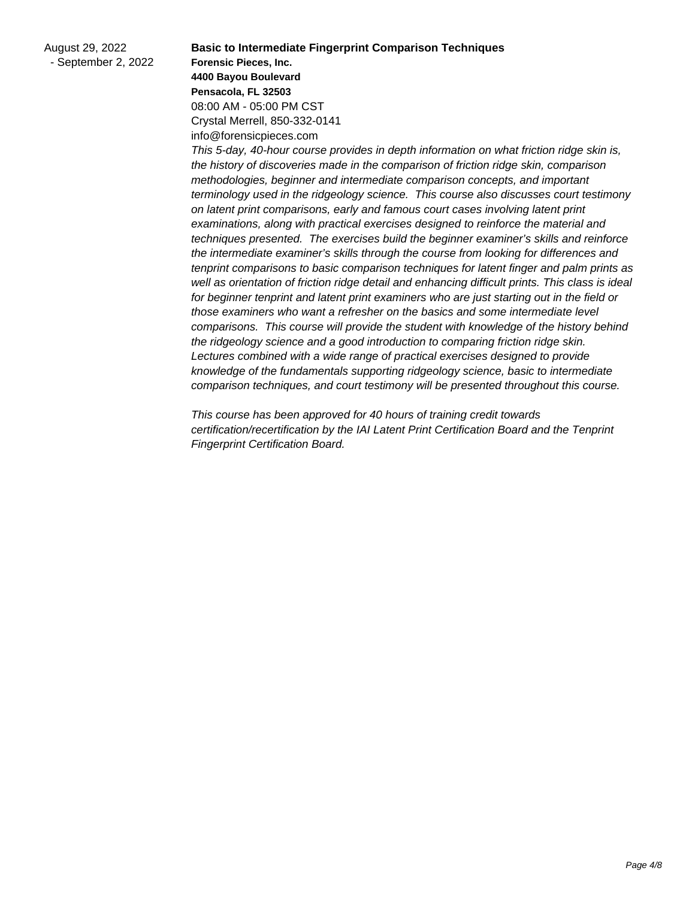August 29, 2022 - September 2, 2022

**Basic to Intermediate Fingerprint Comparison Techniques**

**Forensic Pieces, Inc.**
**4400 Bayou Boulevard**
**Pensacola, FL 32503**
08:00 AM - 05:00 PM CST
Crystal Merrell, 850-332-0141
info@forensicpieces.com

*This 5-day, 40-hour course provides in depth information on what friction ridge skin is, the history of discoveries made in the comparison of friction ridge skin, comparison methodologies, beginner and intermediate comparison concepts, and important terminology used in the ridgeology science. This course also discusses court testimony on latent print comparisons, early and famous court cases involving latent print examinations, along with practical exercises designed to reinforce the material and techniques presented. The exercises build the beginner examiner's skills and reinforce the intermediate examiner's skills through the course from looking for differences and tenprint comparisons to basic comparison techniques for latent finger and palm prints as well as orientation of friction ridge detail and enhancing difficult prints. This class is ideal for beginner tenprint and latent print examiners who are just starting out in the field or those examiners who want a refresher on the basics and some intermediate level comparisons. This course will provide the student with knowledge of the history behind the ridgeology science and a good introduction to comparing friction ridge skin. Lectures combined with a wide range of practical exercises designed to provide knowledge of the fundamentals supporting ridgeology science, basic to intermediate comparison techniques, and court testimony will be presented throughout this course.*

*This course has been approved for 40 hours of training credit towards certification/recertification by the IAI Latent Print Certification Board and the Tenprint Fingerprint Certification Board.*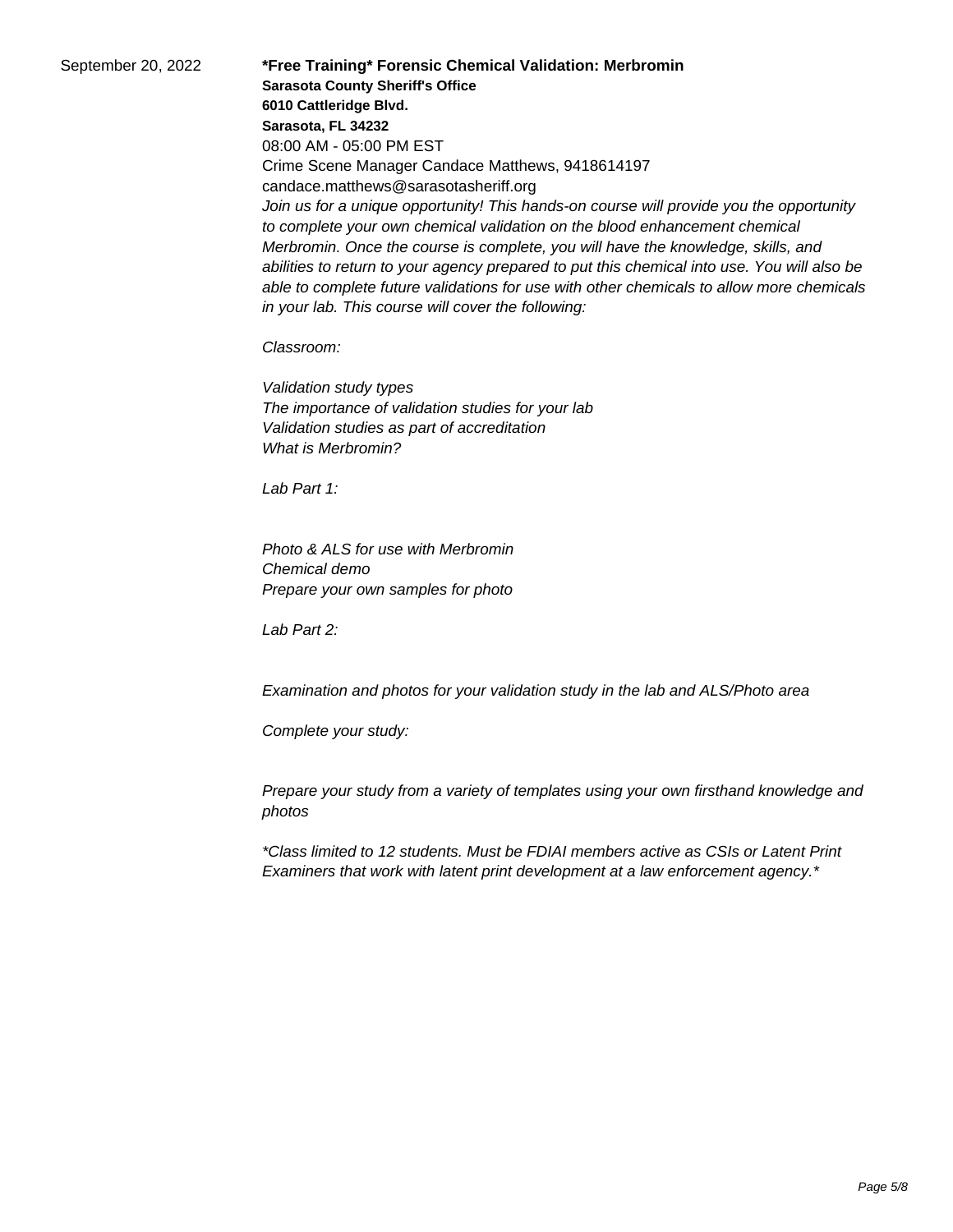September 20, 2022

**\*Free Training\* Forensic Chemical Validation: Merbromin**
**Sarasota County Sheriff's Office**
**6010 Cattleridge Blvd.**
**Sarasota, FL 34232**
08:00 AM - 05:00 PM EST
Crime Scene Manager Candace Matthews, 9418614197
candace.matthews@sarasotasheriff.org

*Join us for a unique opportunity! This hands-on course will provide you the opportunity to complete your own chemical validation on the blood enhancement chemical Merbromin. Once the course is complete, you will have the knowledge, skills, and abilities to return to your agency prepared to put this chemical into use. You will also be able to complete future validations for use with other chemicals to allow more chemicals in your lab. This course will cover the following:*

*Classroom:*

*Validation study types*
*The importance of validation studies for your lab*
*Validation studies as part of accreditation*
*What is Merbromin?*

*Lab Part 1:*

*Photo & ALS for use with Merbromin*
*Chemical demo*
*Prepare your own samples for photo*

*Lab Part 2:*

*Examination and photos for your validation study in the lab and ALS/Photo area*

*Complete your study:*

*Prepare your study from a variety of templates using your own firsthand knowledge and photos*

*\*Class limited to 12 students. Must be FDIAI members active as CSIs or Latent Print Examiners that work with latent print development at a law enforcement agency.\**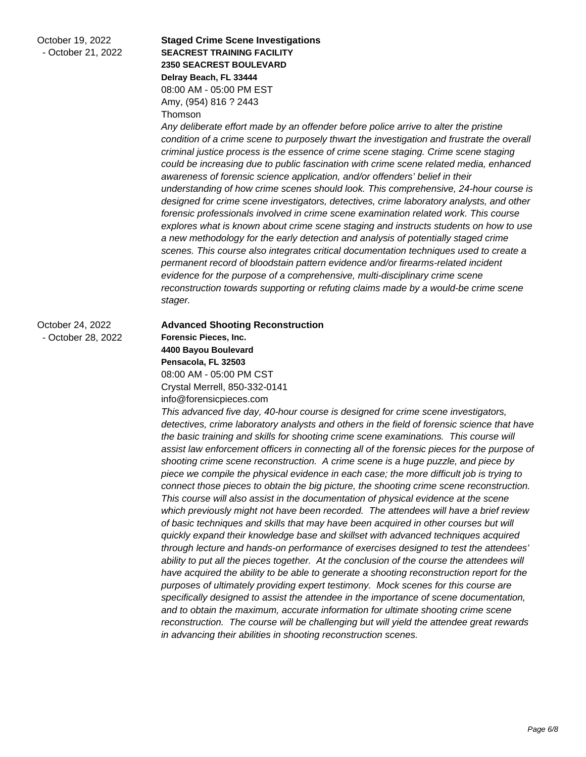October 19, 2022 - October 21, 2022

**Staged Crime Scene Investigations**
**SEACREST TRAINING FACILITY**
**2350 SEACREST BOULEVARD**
**Delray Beach, FL 33444**
08:00 AM - 05:00 PM EST
Amy, (954) 816 ? 2443
Thomson

*Any deliberate effort made by an offender before police arrive to alter the pristine condition of a crime scene to purposely thwart the investigation and frustrate the overall criminal justice process is the essence of crime scene staging. Crime scene staging could be increasing due to public fascination with crime scene related media, enhanced awareness of forensic science application, and/or offenders' belief in their understanding of how crime scenes should look. This comprehensive, 24-hour course is designed for crime scene investigators, detectives, crime laboratory analysts, and other forensic professionals involved in crime scene examination related work. This course explores what is known about crime scene staging and instructs students on how to use a new methodology for the early detection and analysis of potentially staged crime scenes. This course also integrates critical documentation techniques used to create a permanent record of bloodstain pattern evidence and/or firearms-related incident evidence for the purpose of a comprehensive, multi-disciplinary crime scene reconstruction towards supporting or refuting claims made by a would-be crime scene stager.*

October 24, 2022 - October 28, 2022

**Advanced Shooting Reconstruction**
**Forensic Pieces, Inc.**
**4400 Bayou Boulevard**
**Pensacola, FL 32503**
08:00 AM - 05:00 PM CST
Crystal Merrell, 850-332-0141
info@forensicpieces.com

*This advanced five day, 40-hour course is designed for crime scene investigators, detectives, crime laboratory analysts and others in the field of forensic science that have the basic training and skills for shooting crime scene examinations. This course will assist law enforcement officers in connecting all of the forensic pieces for the purpose of shooting crime scene reconstruction. A crime scene is a huge puzzle, and piece by piece we compile the physical evidence in each case; the more difficult job is trying to connect those pieces to obtain the big picture, the shooting crime scene reconstruction. This course will also assist in the documentation of physical evidence at the scene which previously might not have been recorded. The attendees will have a brief review of basic techniques and skills that may have been acquired in other courses but will quickly expand their knowledge base and skillset with advanced techniques acquired through lecture and hands-on performance of exercises designed to test the attendees' ability to put all the pieces together. At the conclusion of the course the attendees will have acquired the ability to be able to generate a shooting reconstruction report for the purposes of ultimately providing expert testimony. Mock scenes for this course are specifically designed to assist the attendee in the importance of scene documentation, and to obtain the maximum, accurate information for ultimate shooting crime scene reconstruction. The course will be challenging but will yield the attendee great rewards in advancing their abilities in shooting reconstruction scenes.*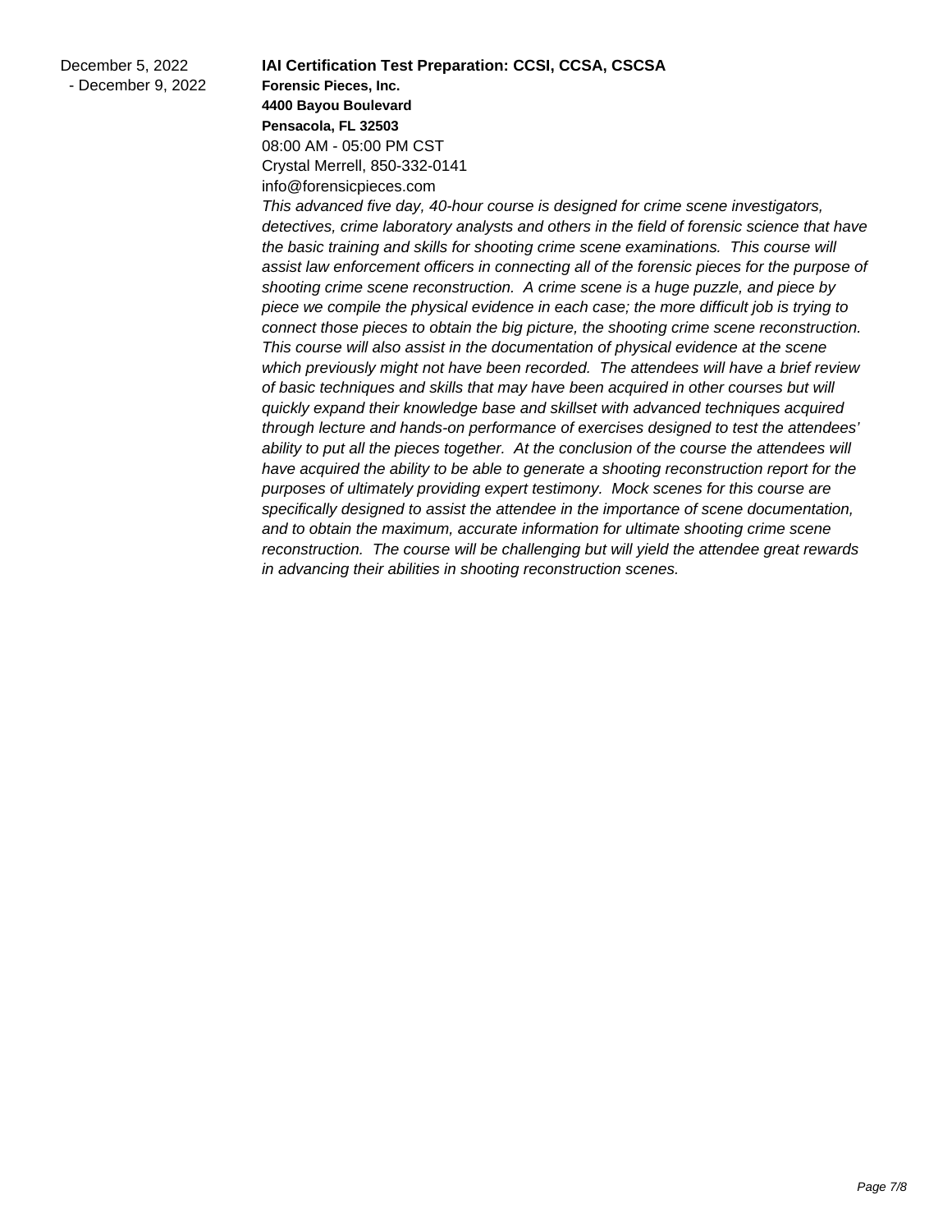December 5, 2022 - December 9, 2022

**IAI Certification Test Preparation: CCSI, CCSA, CSCSA**

**Forensic Pieces, Inc.**
**4400 Bayou Boulevard**
**Pensacola, FL 32503**
08:00 AM - 05:00 PM CST
Crystal Merrell, 850-332-0141
info@forensicpieces.com

*This advanced five day, 40-hour course is designed for crime scene investigators, detectives, crime laboratory analysts and others in the field of forensic science that have the basic training and skills for shooting crime scene examinations. This course will assist law enforcement officers in connecting all of the forensic pieces for the purpose of shooting crime scene reconstruction. A crime scene is a huge puzzle, and piece by piece we compile the physical evidence in each case; the more difficult job is trying to connect those pieces to obtain the big picture, the shooting crime scene reconstruction. This course will also assist in the documentation of physical evidence at the scene which previously might not have been recorded. The attendees will have a brief review of basic techniques and skills that may have been acquired in other courses but will quickly expand their knowledge base and skillset with advanced techniques acquired through lecture and hands-on performance of exercises designed to test the attendees' ability to put all the pieces together. At the conclusion of the course the attendees will have acquired the ability to be able to generate a shooting reconstruction report for the purposes of ultimately providing expert testimony. Mock scenes for this course are specifically designed to assist the attendee in the importance of scene documentation, and to obtain the maximum, accurate information for ultimate shooting crime scene reconstruction. The course will be challenging but will yield the attendee great rewards in advancing their abilities in shooting reconstruction scenes.*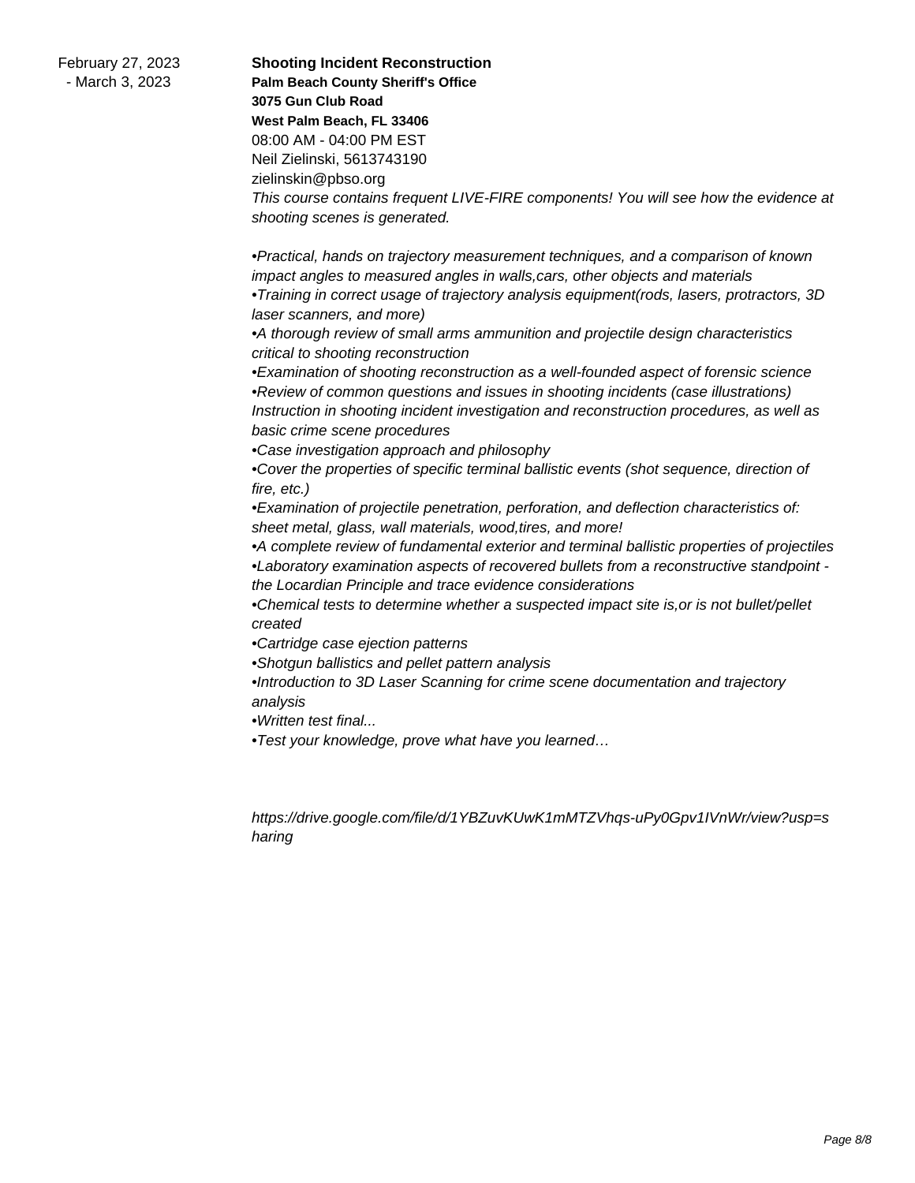February 27, 2023 - March 3, 2023

**Shooting Incident Reconstruction**
**Palm Beach County Sheriff's Office**
**3075 Gun Club Road**
**West Palm Beach, FL 33406**
08:00 AM - 04:00 PM EST
Neil Zielinski, 5613743190
zielinskin@pbso.org

*This course contains frequent LIVE-FIRE components! You will see how the evidence at shooting scenes is generated.*

*•Practical, hands on trajectory measurement techniques, and a comparison of known impact angles to measured angles in walls,cars, other objects and materials*
*•Training in correct usage of trajectory analysis equipment(rods, lasers, protractors, 3D laser scanners, and more)*
*•A thorough review of small arms ammunition and projectile design characteristics critical to shooting reconstruction*
*•Examination of shooting reconstruction as a well-founded aspect of forensic science*
*•Review of common questions and issues in shooting incidents (case illustrations)*
*Instruction in shooting incident investigation and reconstruction procedures, as well as basic crime scene procedures*
*•Case investigation approach and philosophy*
*•Cover the properties of specific terminal ballistic events (shot sequence, direction of fire, etc.)*
*•Examination of projectile penetration, perforation, and deflection characteristics of: sheet metal, glass, wall materials, wood,tires, and more!*
*•A complete review of fundamental exterior and terminal ballistic properties of projectiles*
*•Laboratory examination aspects of recovered bullets from a reconstructive standpoint - the Locardian Principle and trace evidence considerations*
*•Chemical tests to determine whether a suspected impact site is,or is not bullet/pellet created*
*•Cartridge case ejection patterns*
*•Shotgun ballistics and pellet pattern analysis*
*•Introduction to 3D Laser Scanning for crime scene documentation and trajectory analysis*
*•Written test final...*
*•Test your knowledge, prove what have you learned…*

*https://drive.google.com/file/d/1YBZuvKUwK1mMTZVhqs-uPy0Gpv1IVnWr/view?usp=sharing*